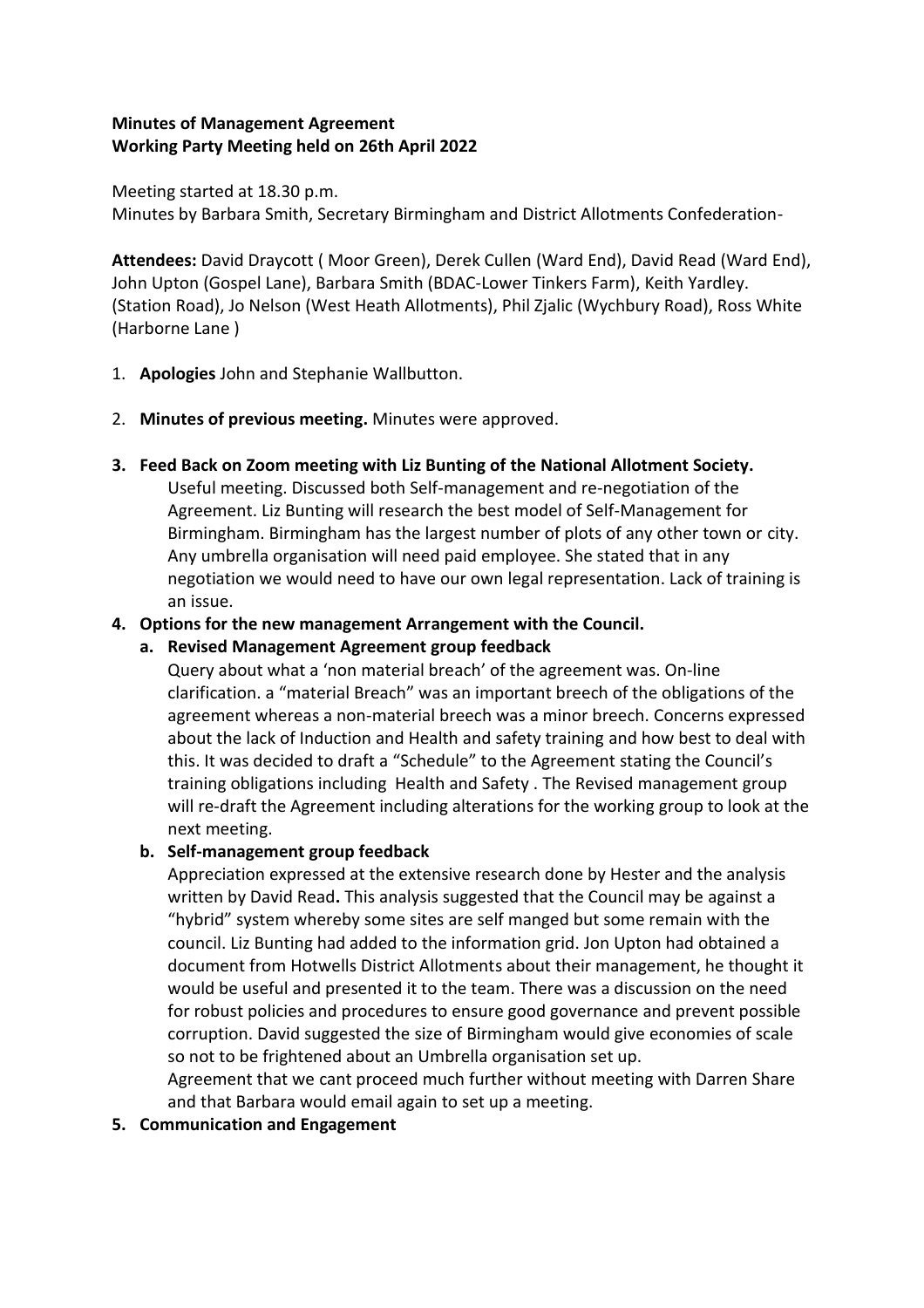**Minutes of Management Agreement**
**Working Party Meeting held on 26th April 2022**

Meeting started at 18.30 p.m.
Minutes by Barbara Smith, Secretary Birmingham and District Allotments Confederation-

**Attendees:** David Draycott ( Moor Green), Derek Cullen (Ward End), David Read (Ward End), John Upton (Gospel Lane), Barbara Smith (BDAC-Lower Tinkers Farm), Keith Yardley. (Station Road), Jo Nelson (West Heath Allotments), Phil Zjalic (Wychbury Road), Ross White (Harborne Lane )

1. **Apologies** John and Stephanie Wallbutton.

2. **Minutes of previous meeting.** Minutes were approved.

3. **Feed Back on Zoom meeting with Liz Bunting of the National Allotment Society.**
   Useful meeting. Discussed both Self-management and re-negotiation of the Agreement. Liz Bunting will research the best model of Self-Management for Birmingham. Birmingham has the largest number of plots of any other town or city. Any umbrella organisation will need paid employee. She stated that in any negotiation we would need to have our own legal representation. Lack of training is an issue.

4. **Options for the new management Arrangement with the Council.**

   a. **Revised Management Agreement group feedback**
   Query about what a 'non material breach' of the agreement was. On-line clarification. a "material Breach" was an important breech of the obligations of the agreement whereas a non-material breech was a minor breech. Concerns expressed about the lack of Induction and Health and safety training and how best to deal with this. It was decided to draft a "Schedule" to the Agreement stating the Council's training obligations including Health and Safety . The Revised management group will re-draft the Agreement including alterations for the working group to look at the next meeting.

   b. **Self-management group feedback**
   Appreciation expressed at the extensive research done by Hester and the analysis written by David Read**.** This analysis suggested that the Council may be against a "hybrid" system whereby some sites are self manged but some remain with the council. Liz Bunting had added to the information grid. Jon Upton had obtained a document from Hotwells District Allotments about their management, he thought it would be useful and presented it to the team. There was a discussion on the need for robust policies and procedures to ensure good governance and prevent possible corruption. David suggested the size of Birmingham would give economies of scale so not to be frightened about an Umbrella organisation set up.
   Agreement that we cant proceed much further without meeting with Darren Share and that Barbara would email again to set up a meeting.

5. **Communication and Engagement**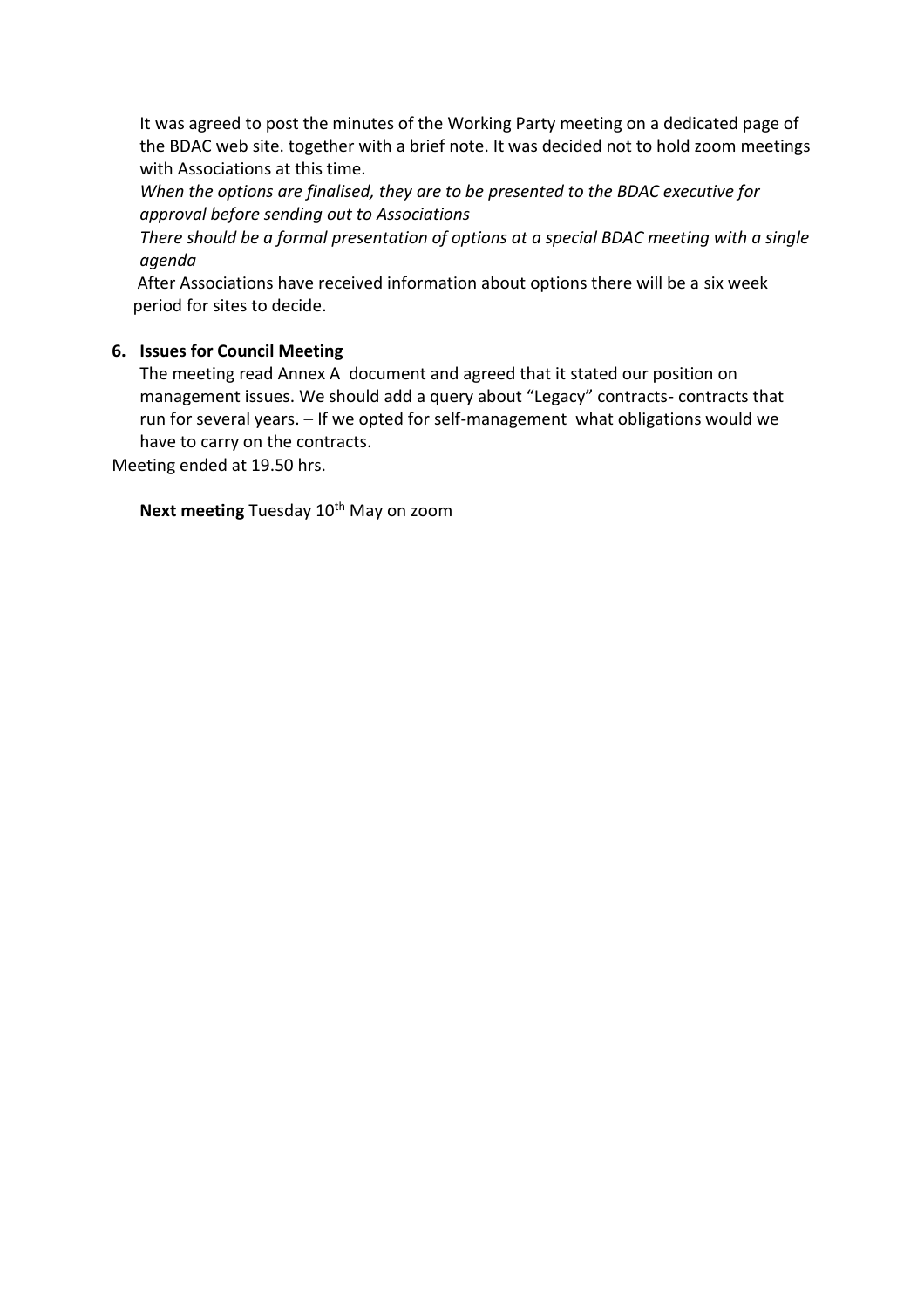It was agreed to post the minutes of the Working Party meeting on a dedicated page of the BDAC web site. together with a brief note. It was decided not to hold zoom meetings with Associations at this time.

*When the options are finalised, they are to be presented to the BDAC executive for approval before sending out to Associations*

*There should be a formal presentation of options at a special BDAC meeting with a single agenda*

After Associations have received information about options there will be a six week period for sites to decide.

6. **Issues for Council Meeting**

   The meeting read Annex A document and agreed that it stated our position on management issues. We should add a query about "Legacy" contracts- contracts that run for several years. – If we opted for self-management what obligations would we have to carry on the contracts.

Meeting ended at 19.50 hrs.

**Next meeting** Tuesday 10th May on zoom